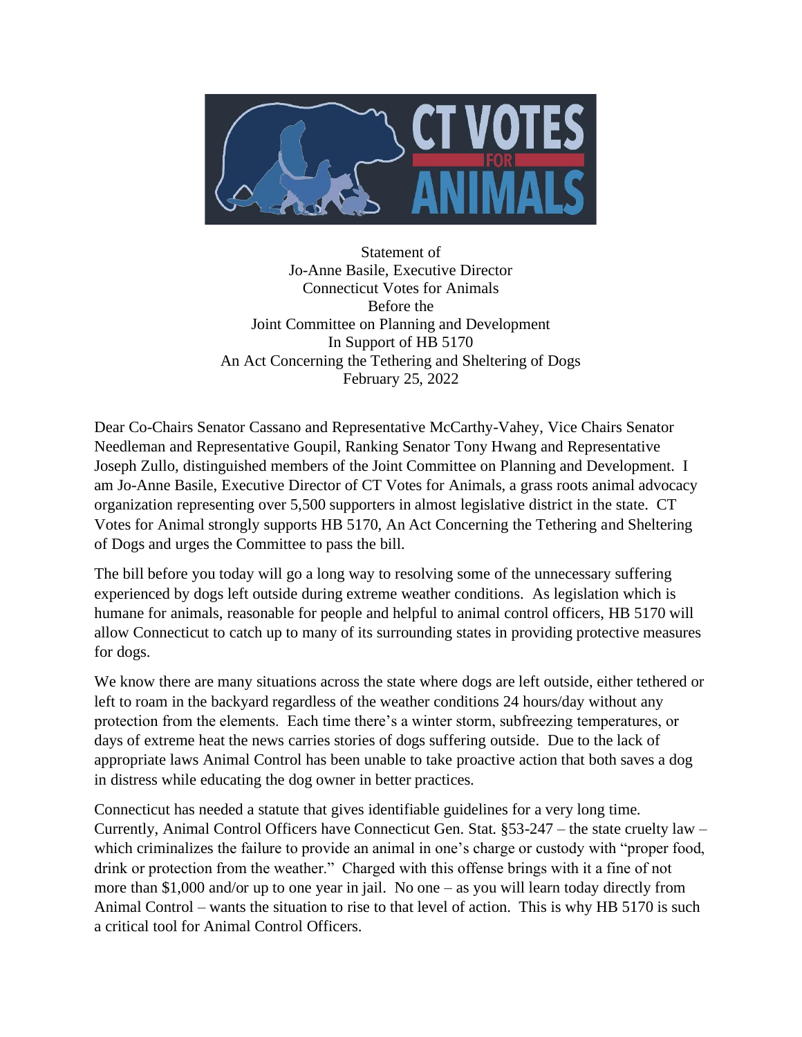Statement of
Jo-Anne Basile, Executive Director
Connecticut Votes for Animals
Before the
Joint Committee on Planning and Development
In Support of HB 5170
An Act Concerning the Tethering and Sheltering of Dogs
February 25, 2022

Dear Co-Chairs Senator Cassano and Representative McCarthy-Vahey, Vice Chairs Senator Needleman and Representative Goupil, Ranking Senator Tony Hwang and Representative Joseph Zullo, distinguished members of the Joint Committee on Planning and Development. I am Jo-Anne Basile, Executive Director of CT Votes for Animals, a grass roots animal advocacy organization representing over 5,500 supporters in almost legislative district in the state. CT Votes for Animal strongly supports HB 5170, An Act Concerning the Tethering and Sheltering of Dogs and urges the Committee to pass the bill.

The bill before you today will go a long way to resolving some of the unnecessary suffering experienced by dogs left outside during extreme weather conditions. As legislation which is humane for animals, reasonable for people and helpful to animal control officers, HB 5170 will allow Connecticut to catch up to many of its surrounding states in providing protective measures for dogs.

We know there are many situations across the state where dogs are left outside, either tethered or left to roam in the backyard regardless of the weather conditions 24 hours/day without any protection from the elements. Each time there's a winter storm, subfreezing temperatures, or days of extreme heat the news carries stories of dogs suffering outside. Due to the lack of appropriate laws Animal Control has been unable to take proactive action that both saves a dog in distress while educating the dog owner in better practices.

Connecticut has needed a statute that gives identifiable guidelines for a very long time. Currently, Animal Control Officers have Connecticut Gen. Stat. §53-247 – the state cruelty law – which criminalizes the failure to provide an animal in one's charge or custody with "proper food, drink or protection from the weather." Charged with this offense brings with it a fine of not more than $1,000 and/or up to one year in jail. No one – as you will learn today directly from Animal Control – wants the situation to rise to that level of action. This is why HB 5170 is such a critical tool for Animal Control Officers.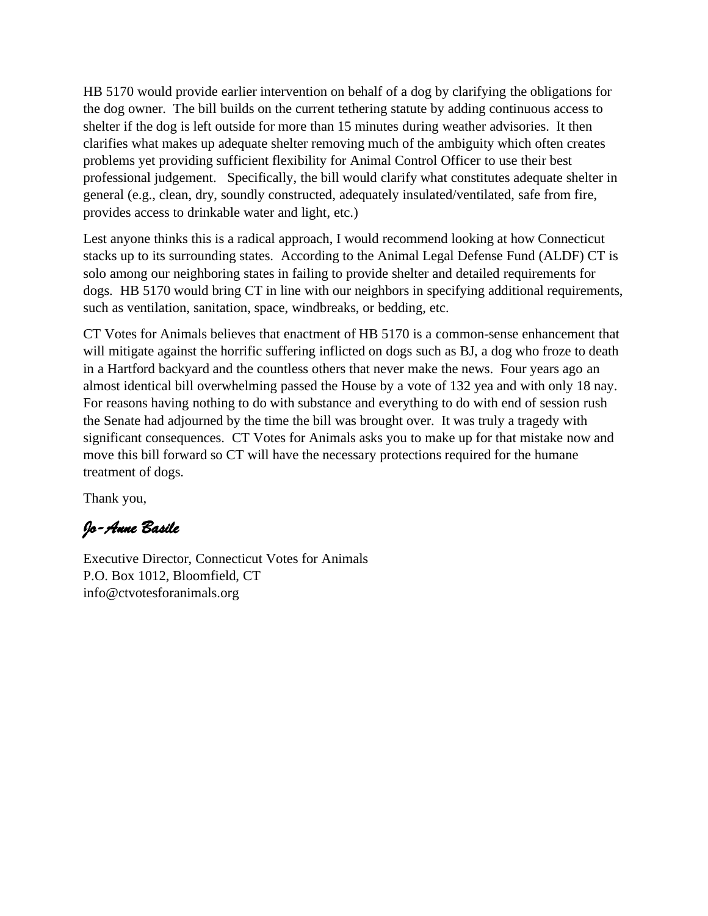HB 5170 would provide earlier intervention on behalf of a dog by clarifying the obligations for the dog owner. The bill builds on the current tethering statute by adding continuous access to shelter if the dog is left outside for more than 15 minutes during weather advisories. It then clarifies what makes up adequate shelter removing much of the ambiguity which often creates problems yet providing sufficient flexibility for Animal Control Officer to use their best professional judgement. Specifically, the bill would clarify what constitutes adequate shelter in general (e.g., clean, dry, soundly constructed, adequately insulated/ventilated, safe from fire, provides access to drinkable water and light, etc.)

Lest anyone thinks this is a radical approach, I would recommend looking at how Connecticut stacks up to its surrounding states. According to the Animal Legal Defense Fund (ALDF) CT is solo among our neighboring states in failing to provide shelter and detailed requirements for dogs. HB 5170 would bring CT in line with our neighbors in specifying additional requirements, such as ventilation, sanitation, space, windbreaks, or bedding, etc.

CT Votes for Animals believes that enactment of HB 5170 is a common-sense enhancement that will mitigate against the horrific suffering inflicted on dogs such as BJ, a dog who froze to death in a Hartford backyard and the countless others that never make the news. Four years ago an almost identical bill overwhelming passed the House by a vote of 132 yea and with only 18 nay. For reasons having nothing to do with substance and everything to do with end of session rush the Senate had adjourned by the time the bill was brought over. It was truly a tragedy with significant consequences. CT Votes for Animals asks you to make up for that mistake now and move this bill forward so CT will have the necessary protections required for the humane treatment of dogs.

Thank you,

*Jo-Anne Basile*

Executive Director, Connecticut Votes for Animals
P.O. Box 1012, Bloomfield, CT
info@ctvotesforanimals.org